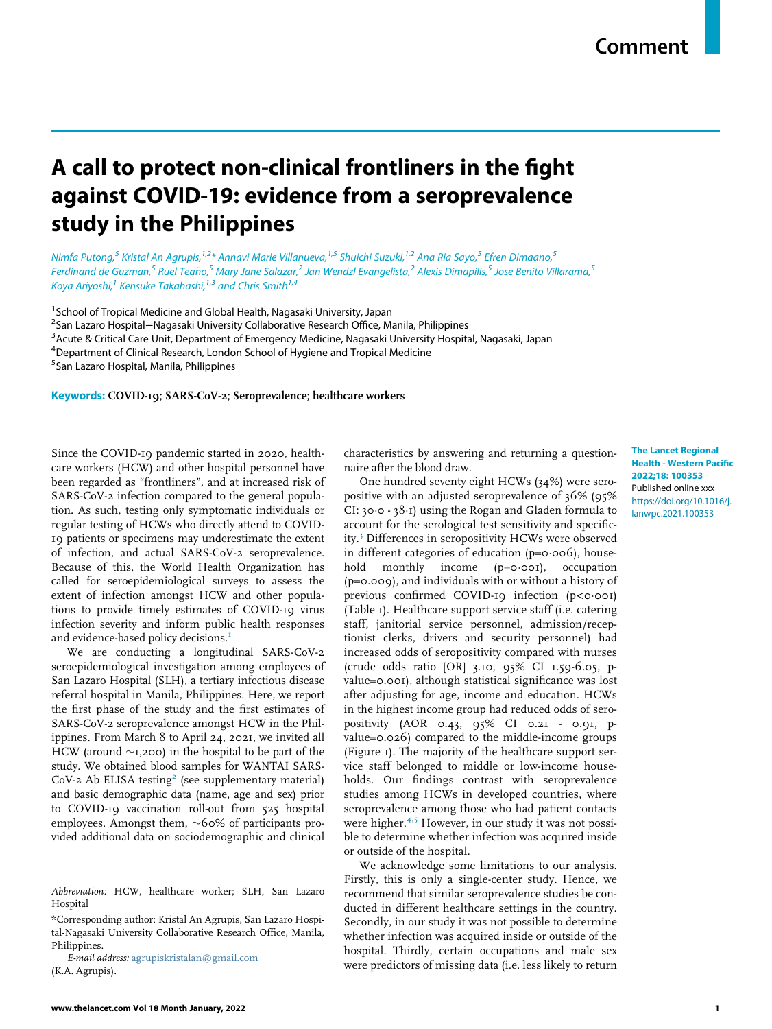Comment

# A call to protect non-clinical frontliners in the fight against COVID-19: evidence from a seroprevalence study in the Philippines

Nimfa Putong,[5] Kristal An Agrupis,[1,2]* Annavi Marie Villanueva,[1,5] Shuichi Suzuki,[1,2] Ana Ria Sayo,[5] Efren Dimaano,[5] Ferdinand de Guzman,[5] Ruel Teaño,[5] Mary Jane Salazar,[2] Jan Wendzl Evangelista,[2] Alexis Dimapilis,[5] Jose Benito Villarama,[5] Koya Ariyoshi,[1] Kensuke Takahashi,[1,3] and Chris Smith[1,4]

[1]School of Tropical Medicine and Global Health, Nagasaki University, Japan
[2]San Lazaro Hospital—Nagasaki University Collaborative Research Office, Manila, Philippines
[3]Acute & Critical Care Unit, Department of Emergency Medicine, Nagasaki University Hospital, Nagasaki, Japan
[4]Department of Clinical Research, London School of Hygiene and Tropical Medicine
[5]San Lazaro Hospital, Manila, Philippines

**Keywords:** COVID-19; SARS-CoV-2; Seroprevalence; healthcare workers

**The Lancet Regional Health - Western Pacific 2022;18: 100353**
Published online xxx
https://doi.org/10.1016/j.lanwpc.2021.100353

Since the COVID-19 pandemic started in 2020, healthcare workers (HCW) and other hospital personnel have been regarded as "frontliners", and at increased risk of SARS-CoV-2 infection compared to the general population. As such, testing only symptomatic individuals or regular testing of HCWs who directly attend to COVID-19 patients or specimens may underestimate the extent of infection, and actual SARS-CoV-2 seroprevalence. Because of this, the World Health Organization has called for seroepidemiological surveys to assess the extent of infection amongst HCW and other populations to provide timely estimates of COVID-19 virus infection severity and inform public health responses and evidence-based policy decisions.[1]

We are conducting a longitudinal SARS-CoV-2 seroepidemiological investigation among employees of San Lazaro Hospital (SLH), a tertiary infectious disease referral hospital in Manila, Philippines. Here, we report the first phase of the study and the first estimates of SARS-CoV-2 seroprevalence amongst HCW in the Philippines. From March 8 to April 24, 2021, we invited all HCW (around ~1,200) in the hospital to be part of the study. We obtained blood samples for WANTAI SARS-CoV-2 Ab ELISA testing[2] (see supplementary material) and basic demographic data (name, age and sex) prior to COVID-19 vaccination roll-out from 525 hospital employees. Amongst them, ~60% of participants provided additional data on sociodemographic and clinical characteristics by answering and returning a questionnaire after the blood draw.

One hundred seventy eight HCWs (34%) were seropositive with an adjusted seroprevalence of 36% (95% CI: 30·0 - 38·1) using the Rogan and Gladen formula to account for the serological test sensitivity and specificity.[3] Differences in seropositivity HCWs were observed in different categories of education (p=0·006), household monthly income (p=0·001), occupation (p=0.009), and individuals with or without a history of previous confirmed COVID-19 infection (p<0·001) (Table 1). Healthcare support service staff (i.e. catering staff, janitorial service personnel, admission/receptionist clerks, drivers and security personnel) had increased odds of seropositivity compared with nurses (crude odds ratio [OR] 3.10, 95% CI 1.59-6.05, p-value=0.001), although statistical significance was lost after adjusting for age, income and education. HCWs in the highest income group had reduced odds of seropositivity (AOR 0.43, 95% CI 0.21 - 0.91, p-value=0.026) compared to the middle-income groups (Figure 1). The majority of the healthcare support service staff belonged to middle or low-income households. Our findings contrast with seroprevalence studies among HCWs in developed countries, where seroprevalence among those who had patient contacts were higher.[4,5] However, in our study it was not possible to determine whether infection was acquired inside or outside of the hospital.

We acknowledge some limitations to our analysis. Firstly, this is only a single-center study. Hence, we recommend that similar seroprevalence studies be conducted in different healthcare settings in the country. Secondly, in our study it was not possible to determine whether infection was acquired inside or outside of the hospital. Thirdly, certain occupations and male sex were predictors of missing data (i.e. less likely to return

*Abbreviation:* HCW, healthcare worker; SLH, San Lazaro Hospital

*Corresponding author: Kristal An Agrupis, San Lazaro Hospital-Nagasaki University Collaborative Research Office, Manila, Philippines.

*E-mail address:* agrupiskristalan@gmail.com (K.A. Agrupis).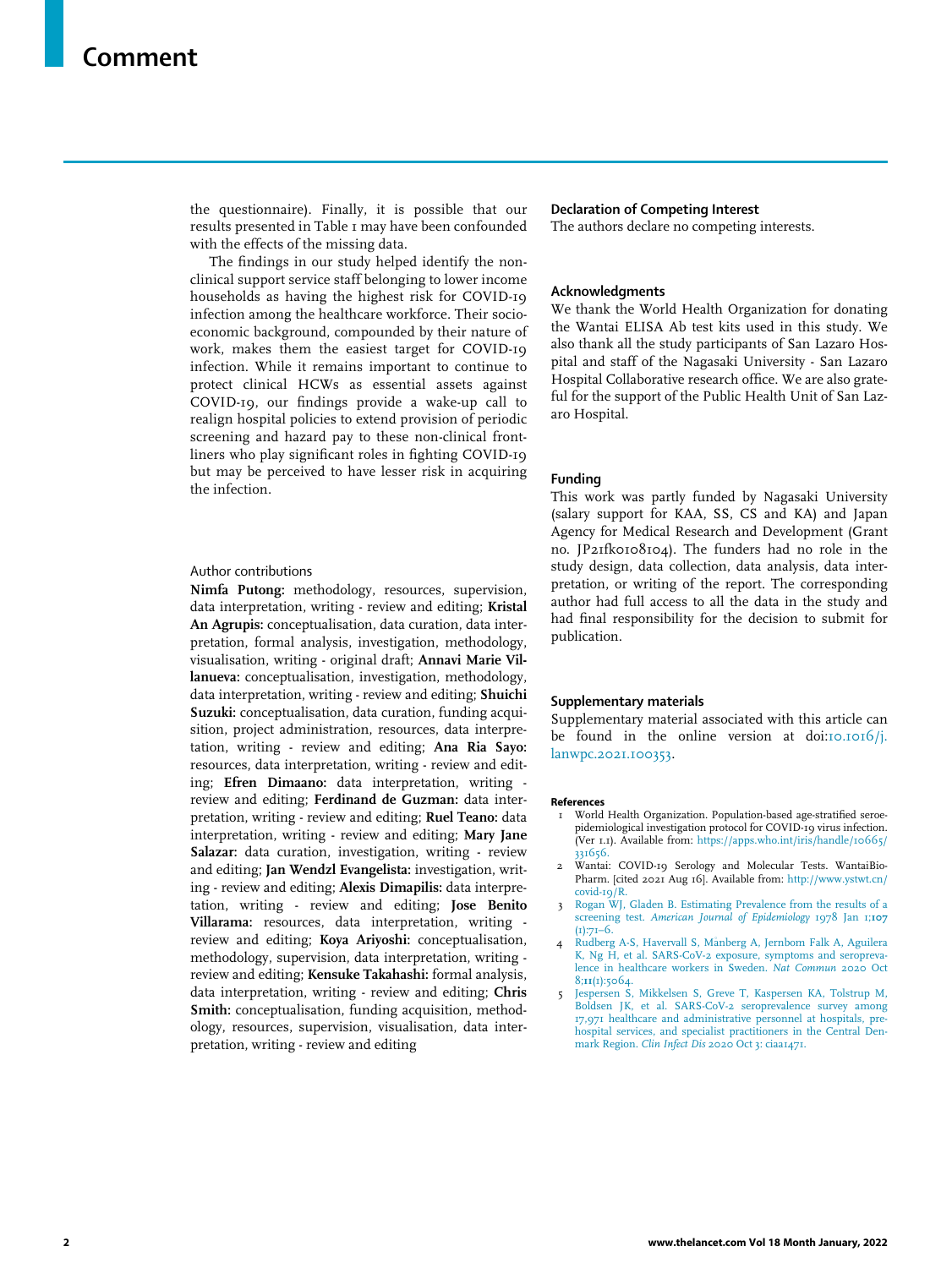the questionnaire). Finally, it is possible that our results presented in Table 1 may have been confounded with the effects of the missing data.

The findings in our study helped identify the non-clinical support service staff belonging to lower income households as having the highest risk for COVID-19 infection among the healthcare workforce. Their socio-economic background, compounded by their nature of work, makes them the easiest target for COVID-19 infection. While it remains important to continue to protect clinical HCWs as essential assets against COVID-19, our findings provide a wake-up call to realign hospital policies to extend provision of periodic screening and hazard pay to these non-clinical front-liners who play significant roles in fighting COVID-19 but may be perceived to have lesser risk in acquiring the infection.

## Author contributions

**Nimfa Putong:** methodology, resources, supervision, data interpretation, writing - review and editing; **Kristal An Agrupis:** conceptualisation, data curation, data interpretation, formal analysis, investigation, methodology, visualisation, writing - original draft; **Annavi Marie Villanueva:** conceptualisation, investigation, methodology, data interpretation, writing - review and editing; **Shuichi Suzuki:** conceptualisation, data curation, funding acquisition, project administration, resources, data interpretation, writing - review and editing; **Ana Ria Sayo:** resources, data interpretation, writing - review and editing; **Efren Dimaano:** data interpretation, writing - review and editing; **Ferdinand de Guzman:** data interpretation, writing - review and editing; **Ruel Teano:** data interpretation, writing - review and editing; **Mary Jane Salazar:** data curation, investigation, writing - review and editing; **Jan Wendzl Evangelista:** investigation, writing - review and editing; **Alexis Dimapilis:** data interpretation, writing - review and editing; **Jose Benito Villarama:** resources, data interpretation, writing - review and editing; **Koya Ariyoshi:** conceptualisation, methodology, supervision, data interpretation, writing - review and editing; **Kensuke Takahashi:** formal analysis, data interpretation, writing - review and editing; **Chris Smith:** conceptualisation, funding acquisition, methodology, resources, supervision, visualisation, data interpretation, writing - review and editing

## Declaration of Competing Interest

The authors declare no competing interests.

## Acknowledgments

We thank the World Health Organization for donating the Wantai ELISA Ab test kits used in this study. We also thank all the study participants of San Lazaro Hospital and staff of the Nagasaki University - San Lazaro Hospital Collaborative research office. We are also grateful for the support of the Public Health Unit of San Lazaro Hospital.

## Funding

This work was partly funded by Nagasaki University (salary support for KAA, SS, CS and KA) and Japan Agency for Medical Research and Development (Grant no. JP21fk0108104). The funders had no role in the study design, data collection, data analysis, data interpretation, or writing of the report. The corresponding author had full access to all the data in the study and had final responsibility for the decision to submit for publication.

## Supplementary materials

Supplementary material associated with this article can be found in the online version at doi:10.1016/j.lanwpc.2021.100353.

## References

1. World Health Organization. Population-based age-stratified seroepidemiological investigation protocol for COVID-19 virus infection. (Ver 1.1). Available from: https://apps.who.int/iris/handle/10665/331656.
2. Wantai: COVID-19 Serology and Molecular Tests. WantaiBioPharm. [cited 2021 Aug 16]. Available from: http://www.ystwt.cn/covid-19/R.
3. Rogan WJ, Gladen B. Estimating Prevalence from the results of a screening test. *American Journal of Epidemiology* 1978 Jan 1;**107** (1):71–6.
4. Rudberg A-S, Havervall S, Manberg A, Jernbom Falk A, Aguilera K, Ng H, et al. SARS-CoV-2 exposure, symptoms and seroprevalence in healthcare workers in Sweden. *Nat Commun* 2020 Oct 8;**11**(1):5064.
5. Jespersen S, Mikkelsen S, Greve T, Kaspersen KA, Tolstrup M, Boldsen JK, et al. SARS-CoV-2 seroprevalence survey among 17,971 healthcare and administrative personnel at hospitals, prehospital services, and specialist practitioners in the Central Denmark Region. *Clin Infect Dis* 2020 Oct 3; ciaa1471.